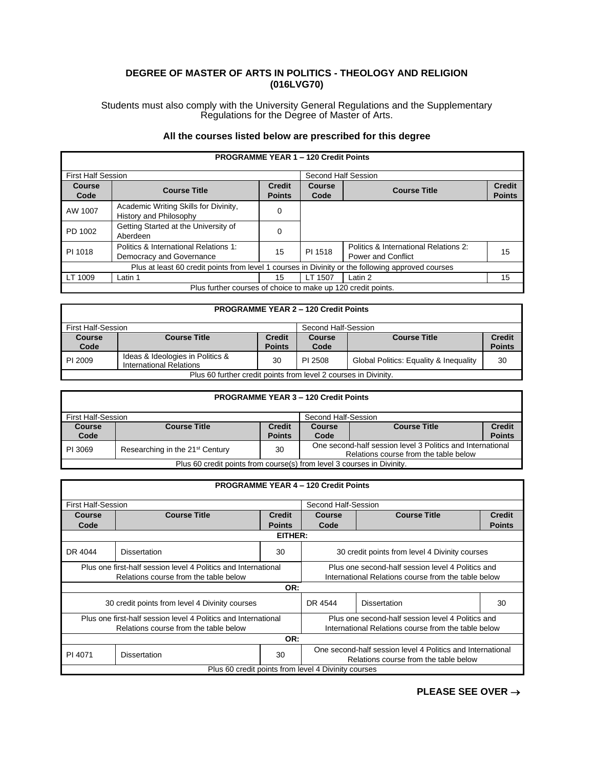## DEGREE OF MASTER OF ARTS IN POLITICS - THEOLOGY AND RELIGION (016LVG70)

Students must also comply with the University General Regulations and the Supplementary Regulations for the Degree of Master of Arts.

### All the courses listed below are prescribed for this degree

| PROGRAMME YEAR 1 – 120 Credit Points | | | | | |
|---|---|---|---|---|---|
| First Half Session | | | Second Half Session | | |
| **Course Code** | **Course Title** | **Credit Points** | **Course Code** | **Course Title** | **Credit Points** |
| AW 1007 | Academic Writing Skills for Divinity, History and Philosophy | 0 | | | |
| PD 1002 | Getting Started at the University of Aberdeen | 0 | | | |
| PI 1018 | Politics & International Relations 1: Democracy and Governance | 15 | PI 1518 | Politics & International Relations 2: Power and Conflict | 15 |
| Plus at least 60 credit points from level 1 courses in Divinity or the following approved courses | | | | | |
| LT 1009 | Latin 1 | 15 | LT 1507 | Latin 2 | 15 |
| Plus further courses of choice to make up 120 credit points. | | | | | |

| PROGRAMME YEAR 2 – 120 Credit Points | | | | | |
|---|---|---|---|---|---|
| First Half-Session | | | Second Half-Session | | |
| **Course Code** | **Course Title** | **Credit Points** | **Course Code** | **Course Title** | **Credit Points** |
| PI 2009 | Ideas & Ideologies in Politics & International Relations | 30 | PI 2508 | Global Politics: Equality & Inequality | 30 |
| Plus 60 further credit points from level 2 courses in Divinity. | | | | | |

| PROGRAMME YEAR 3 – 120 Credit Points | | | | | |
|---|---|---|---|---|---|
| First Half-Session | | | Second Half-Session | | |
| **Course Code** | **Course Title** | **Credit Points** | **Course Code** | **Course Title** | **Credit Points** |
| PI 3069 | Researching in the 21st Century | 30 | One second-half session level 3 Politics and International Relations course from the table below | | |
| Plus 60 credit points from course(s) from level 3 courses in Divinity. | | | | | |

| PROGRAMME YEAR 4 – 120 Credit Points | | | | | |
|---|---|---|---|---|---|
| First Half-Session | | | Second Half-Session | | |
| **Course Code** | **Course Title** | **Credit Points** | **Course Code** | **Course Title** | **Credit Points** |
| **EITHER:** | | | | | |
| DR 4044 | Dissertation | 30 | 30 credit points from level 4 Divinity courses | | |
| Plus one first-half session level 4 Politics and International Relations course from the table below | | | Plus one second-half session level 4 Politics and International Relations course from the table below | | |
| **OR:** | | | | | |
| 30 credit points from level 4 Divinity courses | | | DR 4544 | Dissertation | 30 |
| Plus one first-half session level 4 Politics and International Relations course from the table below | | | Plus one second-half session level 4 Politics and International Relations course from the table below | | |
| **OR:** | | | | | |
| PI 4071 | Dissertation | 30 | One second-half session level 4 Politics and International Relations course from the table below | | |
| Plus 60 credit points from level 4 Divinity courses | | | | | |

**PLEASE SEE OVER →**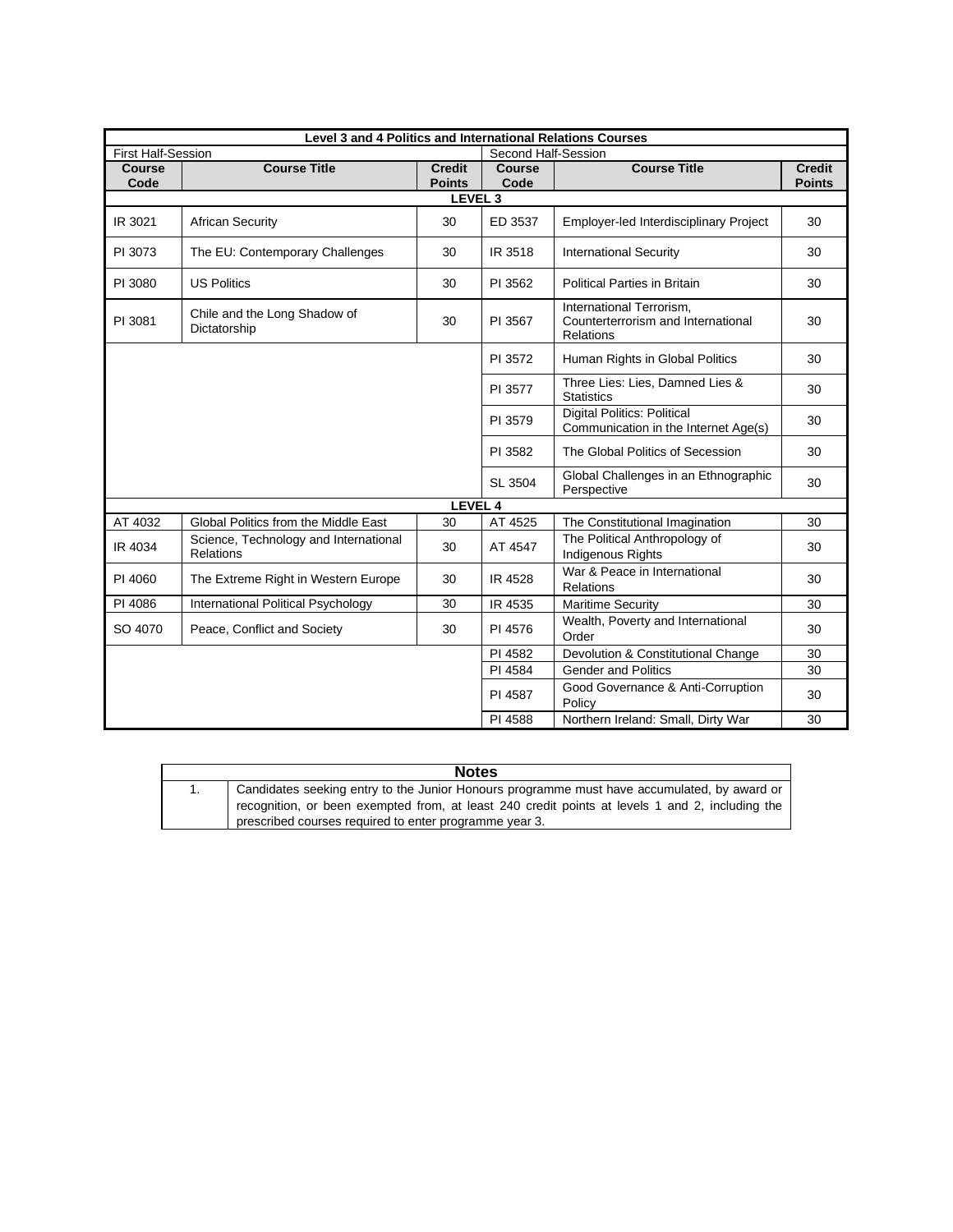| Level 3 and 4 Politics and International Relations Courses | | | | | |
|---|---|---|---|---|---|
| First Half-Session | | | Second Half-Session | | |
| **Course Code** | **Course Title** | **Credit Points** | **Course Code** | **Course Title** | **Credit Points** |
| **LEVEL 3** | | | | | |
| IR 3021 | African Security | 30 | ED 3537 | Employer-led Interdisciplinary Project | 30 |
| PI 3073 | The EU: Contemporary Challenges | 30 | IR 3518 | International Security | 30 |
| PI 3080 | US Politics | 30 | PI 3562 | Political Parties in Britain | 30 |
| PI 3081 | Chile and the Long Shadow of Dictatorship | 30 | PI 3567 | International Terrorism, Counterterrorism and International Relations | 30 |
| | | | PI 3572 | Human Rights in Global Politics | 30 |
| | | | PI 3577 | Three Lies: Lies, Damned Lies & Statistics | 30 |
| | | | PI 3579 | Digital Politics: Political Communication in the Internet Age(s) | 30 |
| | | | PI 3582 | The Global Politics of Secession | 30 |
| | | | SL 3504 | Global Challenges in an Ethnographic Perspective | 30 |
| **LEVEL 4** | | | | | |
| AT 4032 | Global Politics from the Middle East | 30 | AT 4525 | The Constitutional Imagination | 30 |
| IR 4034 | Science, Technology and International Relations | 30 | AT 4547 | The Political Anthropology of Indigenous Rights | 30 |
| PI 4060 | The Extreme Right in Western Europe | 30 | IR 4528 | War & Peace in International Relations | 30 |
| PI 4086 | International Political Psychology | 30 | IR 4535 | Maritime Security | 30 |
| SO 4070 | Peace, Conflict and Society | 30 | PI 4576 | Wealth, Poverty and International Order | 30 |
| | | | PI 4582 | Devolution & Constitutional Change | 30 |
| | | | PI 4584 | Gender and Politics | 30 |
| | | | PI 4587 | Good Governance & Anti-Corruption Policy | 30 |
| | | | PI 4588 | Northern Ireland: Small, Dirty War | 30 |

| Notes | |
|---|---|
| 1. | Candidates seeking entry to the Junior Honours programme must have accumulated, by award or recognition, or been exempted from, at least 240 credit points at levels 1 and 2, including the prescribed courses required to enter programme year 3. |